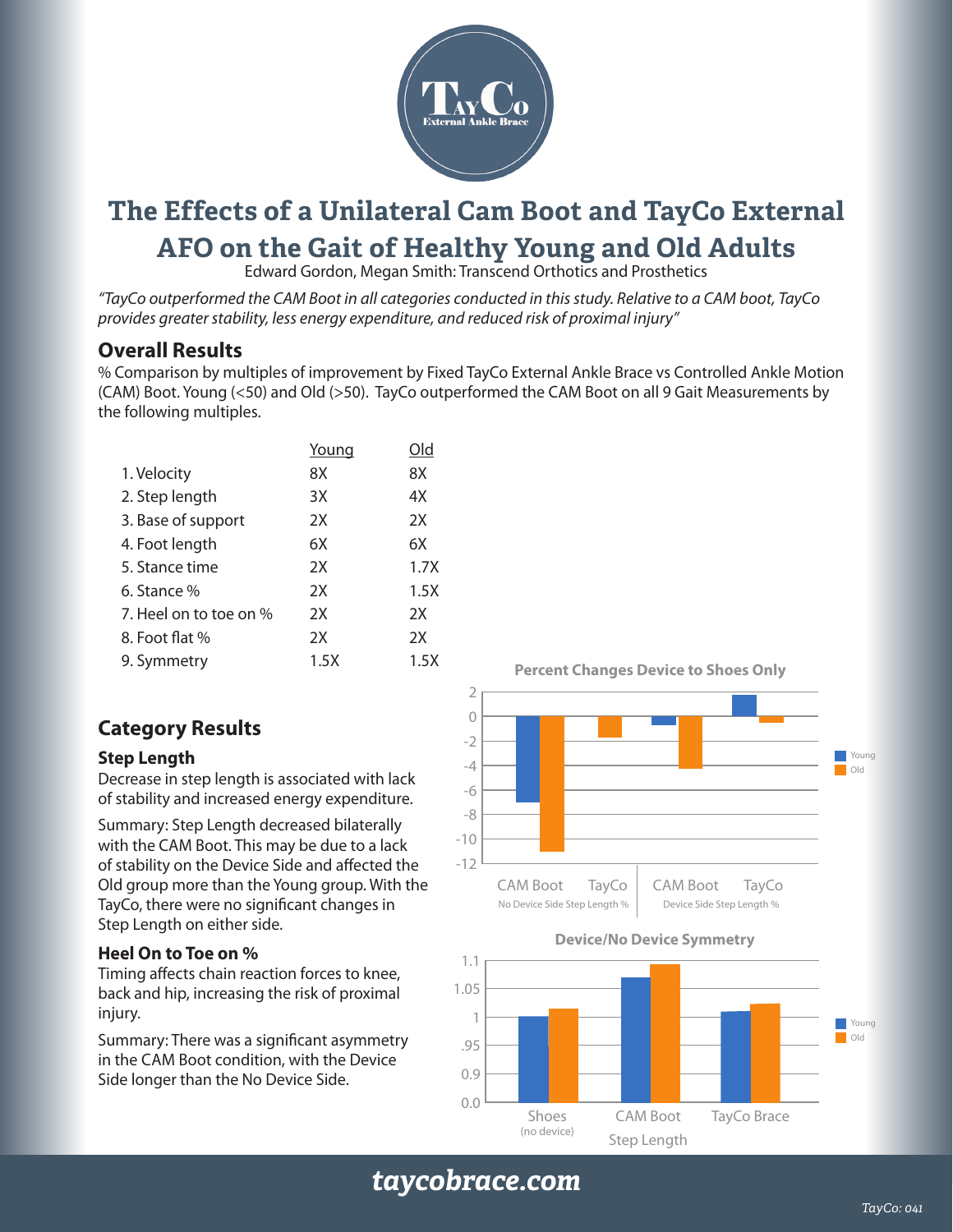# The Effects of a Unilateral Cam Boot and TayCo External AFO on the Gait of Healthy Young and Old Adults

Edward Gordon, Megan Smith: Transcend Orthotics and Prosthetics

*"TayCo outperformed the CAM Boot in all categories conducted in this study. Relative to a CAM boot, TayCo provides greater stability, less energy expenditure, and reduced risk of proximal injury"*

## Overall Results

% Comparison by multiples of improvement by Fixed TayCo External Ankle Brace vs Controlled Ankle Motion (CAM) Boot. Young (<50) and Old (>50). TayCo outperformed the CAM Boot on all 9 Gait Measurements by the following multiples.

| | Young | Old |
|---|---|---|
| 1. Velocity | 8X | 8X |
| 2. Step length | 3X | 4X |
| 3. Base of support | 2X | 2X |
| 4. Foot length | 6X | 6X |
| 5. Stance time | 2X | 1.7X |
| 6. Stance % | 2X | 1.5X |
| 7. Heel on to toe on % | 2X | 2X |
| 8. Foot flat % | 2X | 2X |
| 9. Symmetry | 1.5X | 1.5X |

## Category Results

### Step Length

Decrease in step length is associated with lack of stability and increased energy expenditure.

Summary: Step Length decreased bilaterally with the CAM Boot. This may be due to a lack of stability on the Device Side and affected the Old group more than the Young group. With the TayCo, there were no significant changes in Step Length on either side.

### Heel On to Toe on %

Timing affects chain reaction forces to knee, back and hip, increasing the risk of proximal injury.

Summary: There was a significant asymmetry in the CAM Boot condition, with the Device Side longer than the No Device Side.

**Percent Changes Device to Shoes Only**

(Chart: Young / Old; CAM Boot, TayCo — No Device Side Step Length %; CAM Boot, TayCo — Device Side Step Length %)

**Device/No Device Symmetry**

(Chart: Young / Old; Shoes (no device), CAM Boot, TayCo Brace — Step Length)

taycobrace.com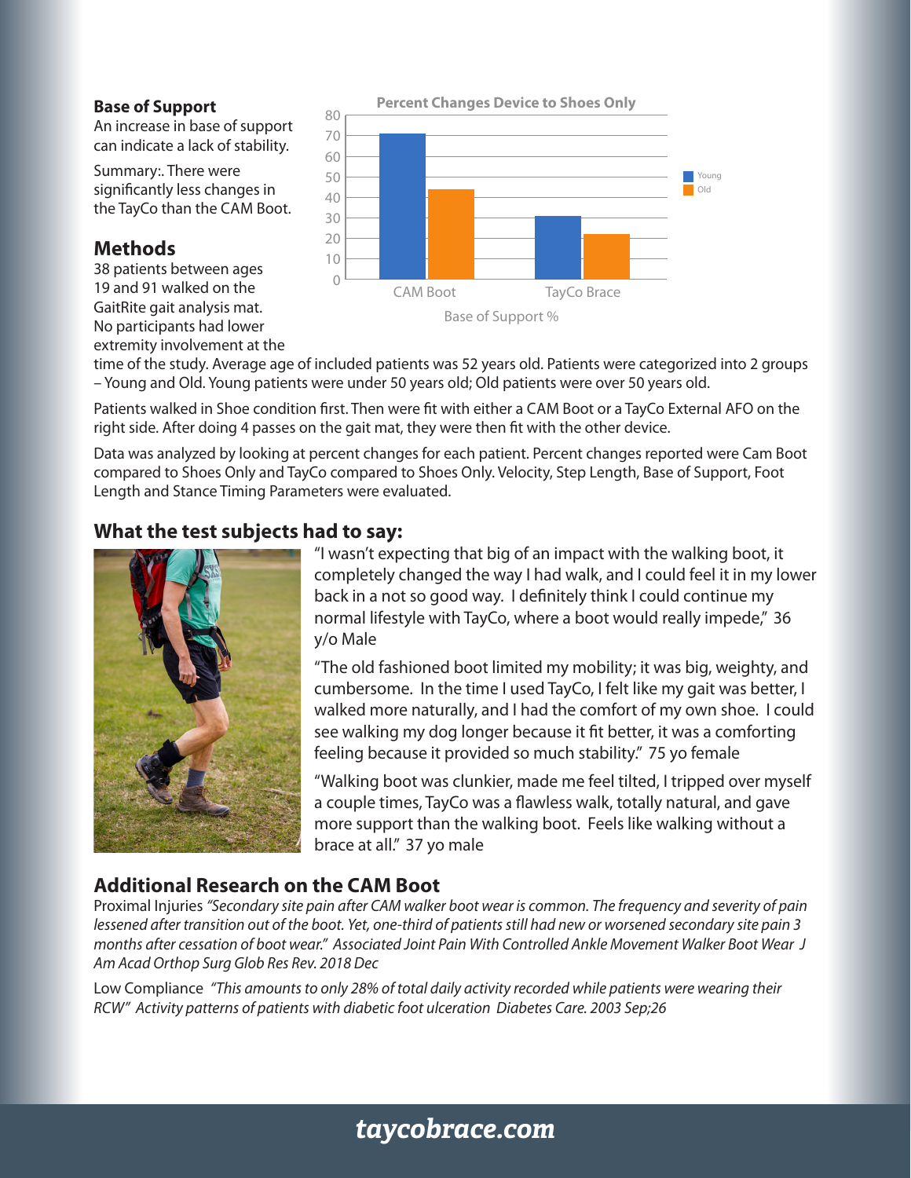## Base of Support

An increase in base of support can indicate a lack of stability.

Summary:. There were significantly less changes in the TayCo than the CAM Boot.

Percent Changes Device to Shoes Only

80
70
60
50
40
30
20
10
0

CAM Boot
TayCo Brace

Base of Support %

Young
Old

## Methods

38 patients between ages 19 and 91 walked on the GaitRite gait analysis mat. No participants had lower extremity involvement at the time of the study. Average age of included patients was 52 years old. Patients were categorized into 2 groups – Young and Old. Young patients were under 50 years old; Old patients were over 50 years old.

Patients walked in Shoe condition first. Then were fit with either a CAM Boot or a TayCo External AFO on the right side. After doing 4 passes on the gait mat, they were then fit with the other device.

Data was analyzed by looking at percent changes for each patient. Percent changes reported were Cam Boot compared to Shoes Only and TayCo compared to Shoes Only. Velocity, Step Length, Base of Support, Foot Length and Stance Timing Parameters were evaluated.

## What the test subjects had to say:

"I wasn't expecting that big of an impact with the walking boot, it completely changed the way I had walk, and I could feel it in my lower back in a not so good way. I definitely think I could continue my normal lifestyle with TayCo, where a boot would really impede," 36 y/o Male

"The old fashioned boot limited my mobility; it was big, weighty, and cumbersome. In the time I used TayCo, I felt like my gait was better, I walked more naturally, and I had the comfort of my own shoe. I could see walking my dog longer because it fit better, it was a comforting feeling because it provided so much stability." 75 yo female

"Walking boot was clunkier, made me feel tilted, I tripped over myself a couple times, TayCo was a flawless walk, totally natural, and gave more support than the walking boot. Feels like walking without a brace at all." 37 yo male

## Additional Research on the CAM Boot

Proximal Injuries *"Secondary site pain after CAM walker boot wear is common. The frequency and severity of pain lessened after transition out of the boot. Yet, one-third of patients still had new or worsened secondary site pain 3 months after cessation of boot wear." Associated Joint Pain With Controlled Ankle Movement Walker Boot Wear J Am Acad Orthop Surg Glob Res Rev. 2018 Dec*

Low Compliance *"This amounts to only 28% of total daily activity recorded while patients were wearing their RCW" Activity patterns of patients with diabetic foot ulceration Diabetes Care. 2003 Sep;26*

**taycobrace.com**